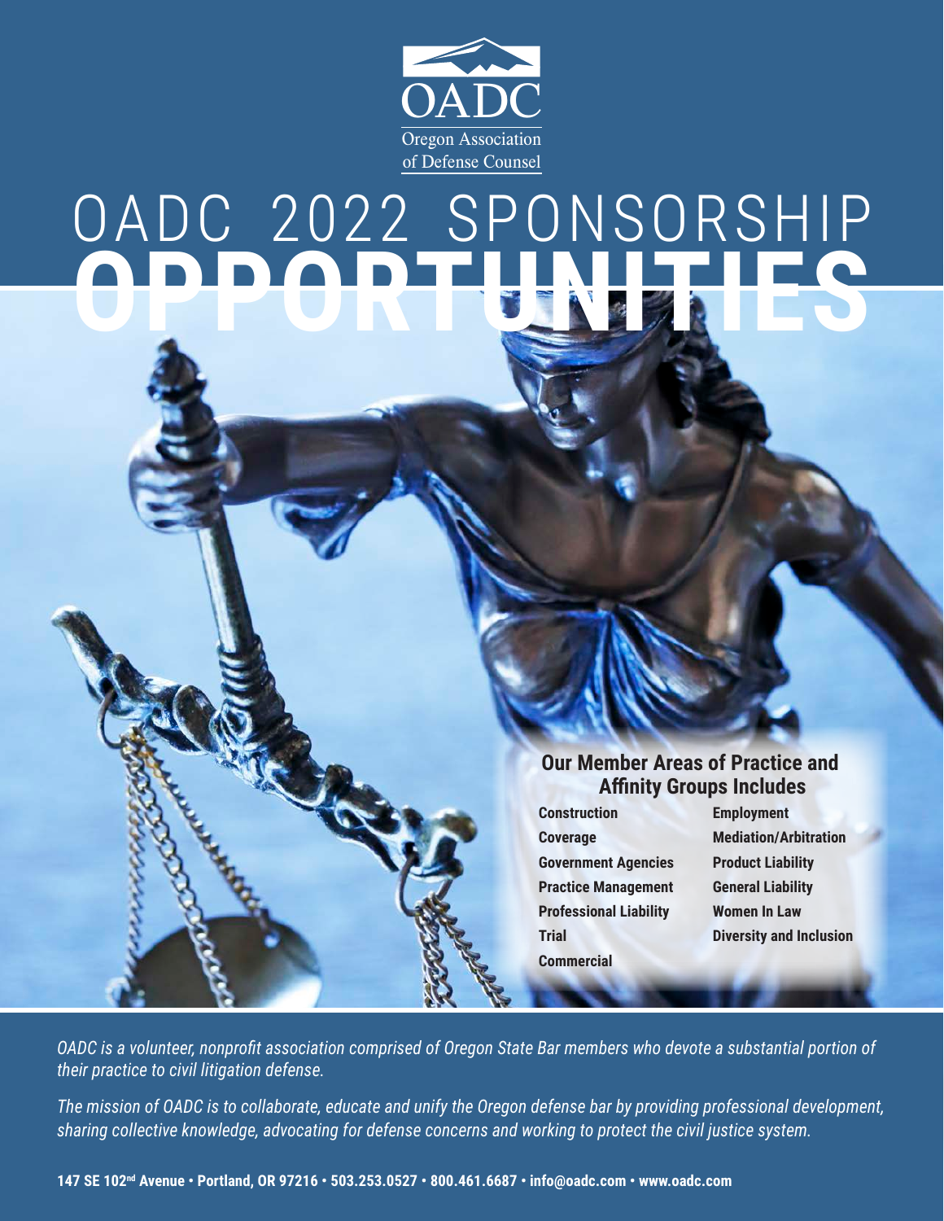OADC

Oregon Association of Defense Counsel

# OADC 2022 SPONSORSHIP OPPORTUNITIES

## Our Member Areas of Practice and Affinity Groups Includes

- **Construction**
- **Coverage**
- **Government Agencies**
- **Practice Management**
- **Professional Liability**
- **Trial**
- **Commercial**
- **Employment**
- **Mediation/Arbitration**
- **Product Liability**
- **General Liability**
- **Women In Law**
- **Diversity and Inclusion**

*OADC is a volunteer, nonprofit association comprised of Oregon State Bar members who devote a substantial portion of their practice to civil litigation defense.*

*The mission of OADC is to collaborate, educate and unify the Oregon defense bar by providing professional development, sharing collective knowledge, advocating for defense concerns and working to protect the civil justice system.*

**147 SE 102nd Avenue • Portland, OR 97216 • 503.253.0527 • 800.461.6687 • info@oadc.com • www.oadc.com**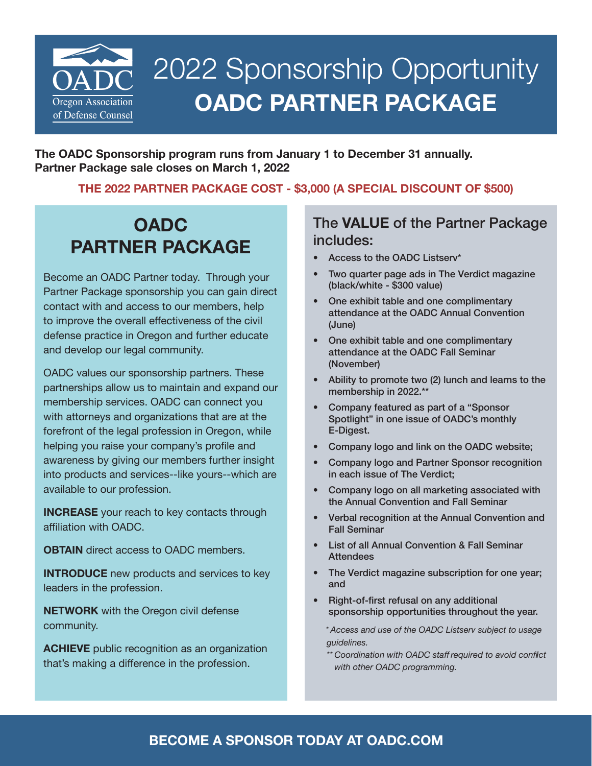OADC
Oregon Association of Defense Counsel

# 2022 Sponsorship Opportunity
# OADC PARTNER PACKAGE

**The OADC Sponsorship program runs from January 1 to December 31 annually.**
**Partner Package sale closes on March 1, 2022**

**THE 2022 PARTNER PACKAGE COST - $3,000 (A SPECIAL DISCOUNT OF $500)**

## OADC PARTNER PACKAGE

Become an OADC Partner today. Through your Partner Package sponsorship you can gain direct contact with and access to our members, help to improve the overall effectiveness of the civil defense practice in Oregon and further educate and develop our legal community.

OADC values our sponsorship partners. These partnerships allow us to maintain and expand our membership services. OADC can connect you with attorneys and organizations that are at the forefront of the legal profession in Oregon, while helping you raise your company's profile and awareness by giving our members further insight into products and services--like yours--which are available to our profession.

**INCREASE** your reach to key contacts through affiliation with OADC.

**OBTAIN** direct access to OADC members.

**INTRODUCE** new products and services to key leaders in the profession.

**NETWORK** with the Oregon civil defense community.

**ACHIEVE** public recognition as an organization that's making a difference in the profession.

## The **VALUE** of the Partner Package includes:

- Access to the OADC Listserv*
- Two quarter page ads in The Verdict magazine (black/white - $300 value)
- One exhibit table and one complimentary attendance at the OADC Annual Convention (June)
- One exhibit table and one complimentary attendance at the OADC Fall Seminar (November)
- Ability to promote two (2) lunch and learns to the membership in 2022.**
- Company featured as part of a "Sponsor Spotlight" in one issue of OADC's monthly E-Digest.
- Company logo and link on the OADC website;
- Company logo and Partner Sponsor recognition in each issue of The Verdict;
- Company logo on all marketing associated with the Annual Convention and Fall Seminar
- Verbal recognition at the Annual Convention and Fall Seminar
- List of all Annual Convention & Fall Seminar Attendees
- The Verdict magazine subscription for one year; and
- Right-of-first refusal on any additional sponsorship opportunities throughout the year.

*\* Access and use of the OADC Listserv subject to usage guidelines.*

*\*\* Coordination with OADC staff required to avoid conflict with other OADC programming.*

**BECOME A SPONSOR TODAY AT OADC.COM**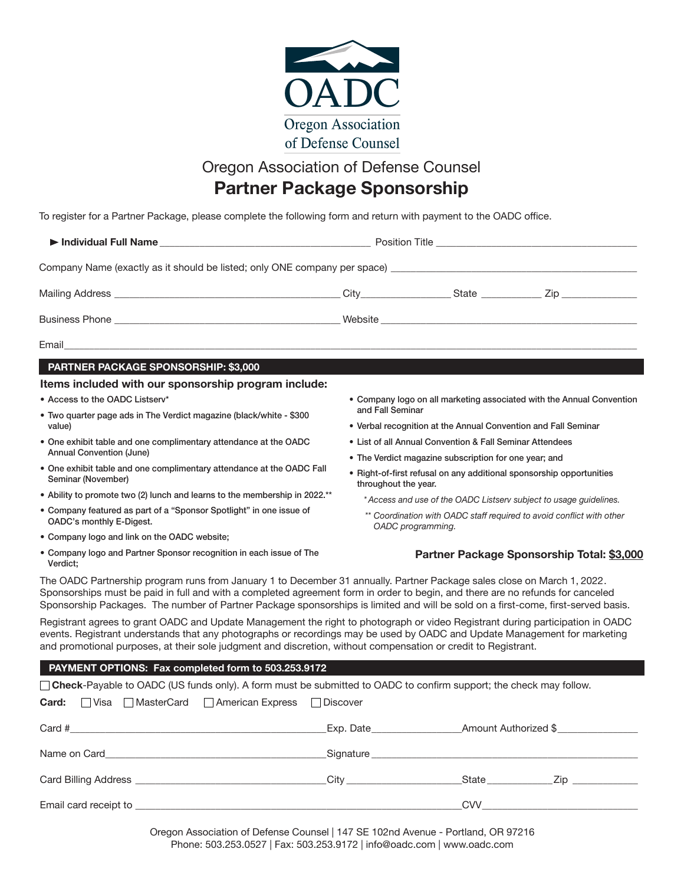OADC

Oregon Association of Defense Counsel

# Oregon Association of Defense Counsel
## Partner Package Sponsorship

To register for a Partner Package, please complete the following form and return with payment to the OADC office.

► **Individual Full Name** ______________________ Position Title ______________________

Company Name (exactly as it should be listed; only ONE company per space) ______________________

Mailing Address ______________________ City______________ State __________ Zip ____________

Business Phone ______________________ Website ______________________

Email______________________

### PARTNER PACKAGE SPONSORSHIP: $3,000

**Items included with our sponsorship program include:**

- Access to the OADC Listserv*
- Two quarter page ads in The Verdict magazine (black/white - $300 value)
- One exhibit table and one complimentary attendance at the OADC Annual Convention (June)
- One exhibit table and one complimentary attendance at the OADC Fall Seminar (November)
- Ability to promote two (2) lunch and learns to the membership in 2022.**
- Company featured as part of a "Sponsor Spotlight" in one issue of OADC's monthly E-Digest.
- Company logo and link on the OADC website;
- Company logo and Partner Sponsor recognition in each issue of The Verdict;
- Company logo on all marketing associated with the Annual Convention and Fall Seminar
- Verbal recognition at the Annual Convention and Fall Seminar
- List of all Annual Convention & Fall Seminar Attendees
- The Verdict magazine subscription for one year; and
- Right-of-first refusal on any additional sponsorship opportunities throughout the year.

*\* Access and use of the OADC Listserv subject to usage guidelines.*

*\*\* Coordination with OADC staff required to avoid conflict with other OADC programming.*

**Partner Package Sponsorship Total: $3,000**

The OADC Partnership program runs from January 1 to December 31 annually. Partner Package sales close on March 1, 2022. Sponsorships must be paid in full and with a completed agreement form in order to begin, and there are no refunds for canceled Sponsorship Packages. The number of Partner Package sponsorships is limited and will be sold on a first-come, first-served basis.

Registrant agrees to grant OADC and Update Management the right to photograph or video Registrant during participation in OADC events. Registrant understands that any photographs or recordings may be used by OADC and Update Management for marketing and promotional purposes, at their sole judgment and discretion, without compensation or credit to Registrant.

### PAYMENT OPTIONS: Fax completed form to 503.253.9172

☐ **Check**-Payable to OADC (US funds only). A form must be submitted to OADC to confirm support; the check may follow.

**Card:** ☐ Visa ☐ MasterCard ☐ American Express ☐ Discover

Card #______________________ Exp. Date______________ Amount Authorized $______________

Name on Card______________________ Signature______________________

Card Billing Address ______________________ City ______________ State__________ Zip __________

Email card receipt to ______________________ CVV______________________

Oregon Association of Defense Counsel | 147 SE 102nd Avenue - Portland, OR 97216
Phone: 503.253.0527 | Fax: 503.253.9172 | info@oadc.com | www.oadc.com